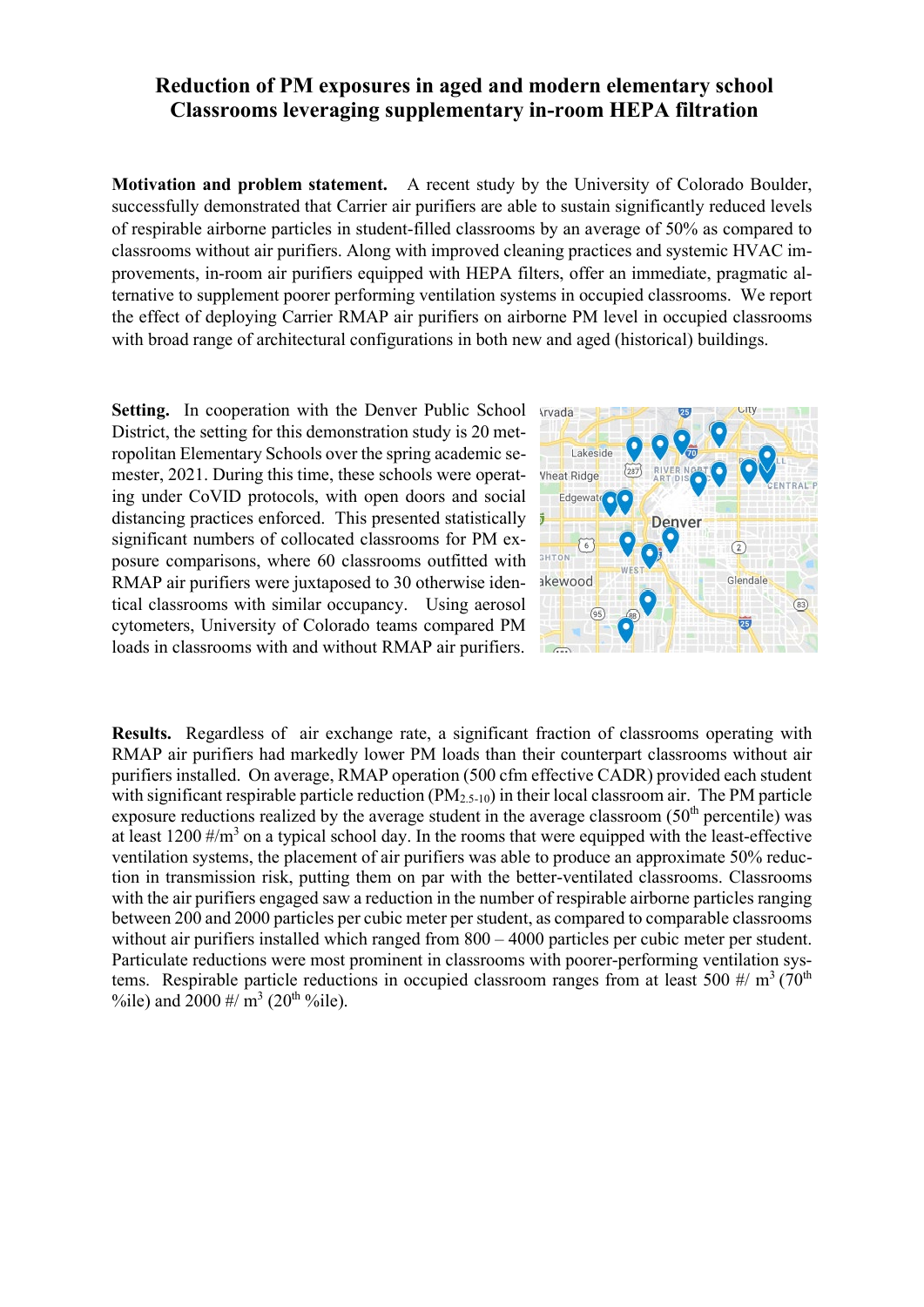# Reduction of PM exposures in aged and modern elementary school Classrooms leveraging supplementary in-room HEPA filtration

**Motivation and problem statement.** A recent study by the University of Colorado Boulder, successfully demonstrated that Carrier air purifiers are able to sustain significantly reduced levels of respirable airborne particles in student-filled classrooms by an average of 50% as compared to classrooms without air purifiers. Along with improved cleaning practices and systemic HVAC improvements, in-room air purifiers equipped with HEPA filters, offer an immediate, pragmatic alternative to supplement poorer performing ventilation systems in occupied classrooms. We report the effect of deploying Carrier RMAP air purifiers on airborne PM level in occupied classrooms with broad range of architectural configurations in both new and aged (historical) buildings.

**Setting.** In cooperation with the Denver Public School District, the setting for this demonstration study is 20 metropolitan Elementary Schools over the spring academic semester, 2021. During this time, these schools were operating under CoVID protocols, with open doors and social distancing practices enforced. This presented statistically significant numbers of collocated classrooms for PM exposure comparisons, where 60 classrooms outfitted with RMAP air purifiers were juxtaposed to 30 otherwise identical classrooms with similar occupancy. Using aerosol cytometers, University of Colorado teams compared PM loads in classrooms with and without RMAP air purifiers.

**Results.** Regardless of air exchange rate, a significant fraction of classrooms operating with RMAP air purifiers had markedly lower PM loads than their counterpart classrooms without air purifiers installed. On average, RMAP operation (500 cfm effective CADR) provided each student with significant respirable particle reduction ($PM_{2.5\text{-}10}$) in their local classroom air. The PM particle exposure reductions realized by the average student in the average classroom ($50^{th}$ percentile) was at least 1200 $\#/m^3$ on a typical school day. In the rooms that were equipped with the least-effective ventilation systems, the placement of air purifiers was able to produce an approximate 50% reduction in transmission risk, putting them on par with the better-ventilated classrooms. Classrooms with the air purifiers engaged saw a reduction in the number of respirable airborne particles ranging between 200 and 2000 particles per cubic meter per student, as compared to comparable classrooms without air purifiers installed which ranged from 800 – 4000 particles per cubic meter per student. Particulate reductions were most prominent in classrooms with poorer-performing ventilation systems. Respirable particle reductions in occupied classroom ranges from at least 500 $\#/m^3$ ($70^{th}$ %ile) and 2000 $\#/m^3$ ($20^{th}$ %ile).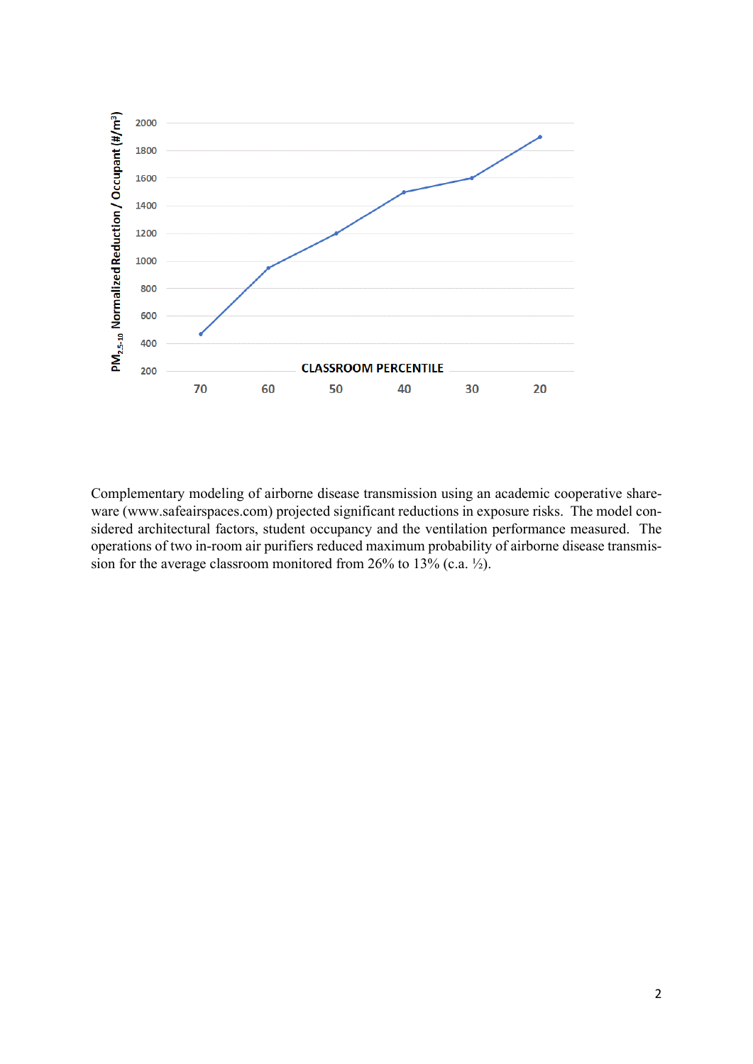Complementary modeling of airborne disease transmission using an academic cooperative shareware (www.safeairspaces.com) projected significant reductions in exposure risks. The model considered architectural factors, student occupancy and the ventilation performance measured. The operations of two in-room air purifiers reduced maximum probability of airborne disease transmission for the average classroom monitored from 26% to 13% (c.a. ½).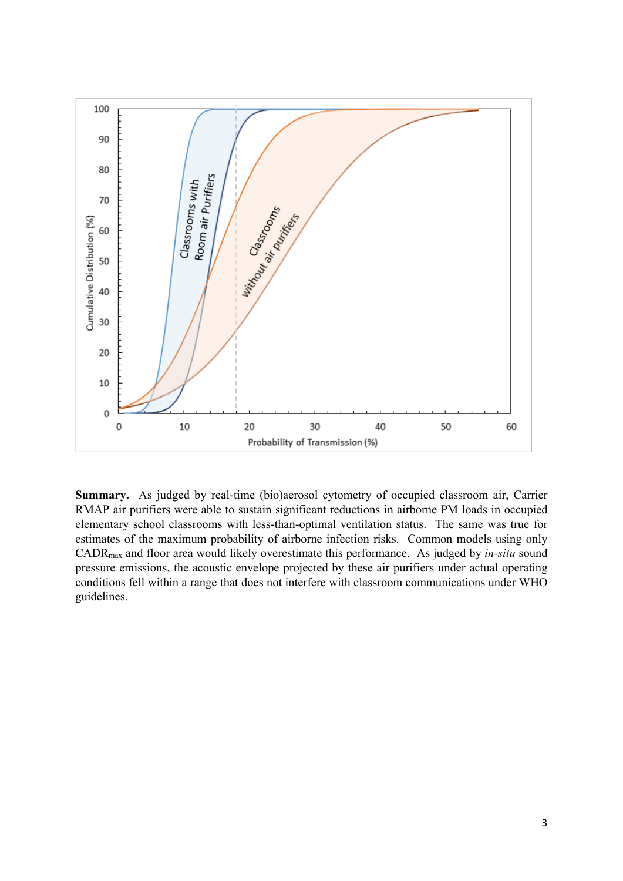100
90
80
70
60
50
40
30
20
10
0

Cumulative Distribution (%)

0
10
20
30
40
50
60

Probability of Transmission (%)

Classrooms with Room air Purifiers

Classrooms without air purifiers

**Summary.** As judged by real-time (bio)aerosol cytometry of occupied classroom air, Carrier RMAP air purifiers were able to sustain significant reductions in airborne PM loads in occupied elementary school classrooms with less-than-optimal ventilation status. The same was true for estimates of the maximum probability of airborne infection risks. Common models using only $CADR_{max}$ and floor area would likely overestimate this performance. As judged by *in-situ* sound pressure emissions, the acoustic envelope projected by these air purifiers under actual operating conditions fell within a range that does not interfere with classroom communications under WHO guidelines.